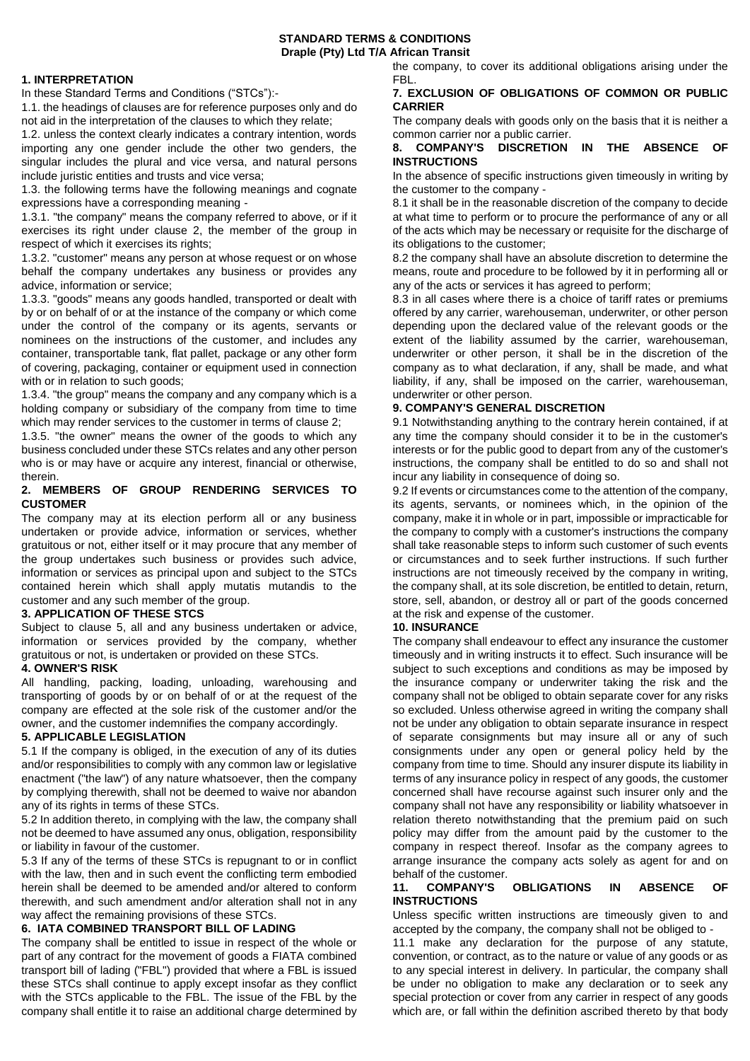**STANDARD TERMS & CONDITIONS**
**Draple (Pty) Ltd T/A African Transit**

**1. INTERPRETATION**

In these Standard Terms and Conditions ("STCs"):-

1.1. the headings of clauses are for reference purposes only and do not aid in the interpretation of the clauses to which they relate;

1.2. unless the context clearly indicates a contrary intention, words importing any one gender include the other two genders, the singular includes the plural and vice versa, and natural persons include juristic entities and trusts and vice versa;

1.3. the following terms have the following meanings and cognate expressions have a corresponding meaning -

1.3.1. "the company" means the company referred to above, or if it exercises its right under clause 2, the member of the group in respect of which it exercises its rights;

1.3.2. "customer" means any person at whose request or on whose behalf the company undertakes any business or provides any advice, information or service;

1.3.3. "goods" means any goods handled, transported or dealt with by or on behalf of or at the instance of the company or which come under the control of the company or its agents, servants or nominees on the instructions of the customer, and includes any container, transportable tank, flat pallet, package or any other form of covering, packaging, container or equipment used in connection with or in relation to such goods;

1.3.4. "the group" means the company and any company which is a holding company or subsidiary of the company from time to time which may render services to the customer in terms of clause 2;

1.3.5. "the owner" means the owner of the goods to which any business concluded under these STCs relates and any other person who is or may have or acquire any interest, financial or otherwise, therein.

**2. MEMBERS OF GROUP RENDERING SERVICES TO CUSTOMER**

The company may at its election perform all or any business undertaken or provide advice, information or services, whether gratuitous or not, either itself or it may procure that any member of the group undertakes such business or provides such advice, information or services as principal upon and subject to the STCs contained herein which shall apply mutatis mutandis to the customer and any such member of the group.

**3. APPLICATION OF THESE STCS**

Subject to clause 5, all and any business undertaken or advice, information or services provided by the company, whether gratuitous or not, is undertaken or provided on these STCs.

**4. OWNER'S RISK**

All handling, packing, loading, unloading, warehousing and transporting of goods by or on behalf of or at the request of the company are effected at the sole risk of the customer and/or the owner, and the customer indemnifies the company accordingly.

**5. APPLICABLE LEGISLATION**

5.1 If the company is obliged, in the execution of any of its duties and/or responsibilities to comply with any common law or legislative enactment ("the law") of any nature whatsoever, then the company by complying therewith, shall not be deemed to waive nor abandon any of its rights in terms of these STCs.

5.2 In addition thereto, in complying with the law, the company shall not be deemed to have assumed any onus, obligation, responsibility or liability in favour of the customer.

5.3 If any of the terms of these STCs is repugnant to or in conflict with the law, then and in such event the conflicting term embodied herein shall be deemed to be amended and/or altered to conform therewith, and such amendment and/or alteration shall not in any way affect the remaining provisions of these STCs.

**6. IATA COMBINED TRANSPORT BILL OF LADING**

The company shall be entitled to issue in respect of the whole or part of any contract for the movement of goods a FIATA combined transport bill of lading ("FBL") provided that where a FBL is issued these STCs shall continue to apply except insofar as they conflict with the STCs applicable to the FBL. The issue of the FBL by the company shall entitle it to raise an additional charge determined by the company, to cover its additional obligations arising under the FBL.

**7. EXCLUSION OF OBLIGATIONS OF COMMON OR PUBLIC CARRIER**

The company deals with goods only on the basis that it is neither a common carrier nor a public carrier.

**8. COMPANY'S DISCRETION IN THE ABSENCE OF INSTRUCTIONS**

In the absence of specific instructions given timeously in writing by the customer to the company -

8.1 it shall be in the reasonable discretion of the company to decide at what time to perform or to procure the performance of any or all of the acts which may be necessary or requisite for the discharge of its obligations to the customer;

8.2 the company shall have an absolute discretion to determine the means, route and procedure to be followed by it in performing all or any of the acts or services it has agreed to perform;

8.3 in all cases where there is a choice of tariff rates or premiums offered by any carrier, warehouseman, underwriter, or other person depending upon the declared value of the relevant goods or the extent of the liability assumed by the carrier, warehouseman, underwriter or other person, it shall be in the discretion of the company as to what declaration, if any, shall be made, and what liability, if any, shall be imposed on the carrier, warehouseman, underwriter or other person.

**9. COMPANY'S GENERAL DISCRETION**

9.1 Notwithstanding anything to the contrary herein contained, if at any time the company should consider it to be in the customer's interests or for the public good to depart from any of the customer's instructions, the company shall be entitled to do so and shall not incur any liability in consequence of doing so.

9.2 If events or circumstances come to the attention of the company, its agents, servants, or nominees which, in the opinion of the company, make it in whole or in part, impossible or impracticable for the company to comply with a customer's instructions the company shall take reasonable steps to inform such customer of such events or circumstances and to seek further instructions. If such further instructions are not timeously received by the company in writing, the company shall, at its sole discretion, be entitled to detain, return, store, sell, abandon, or destroy all or part of the goods concerned at the risk and expense of the customer.

**10. INSURANCE**

The company shall endeavour to effect any insurance the customer timeously and in writing instructs it to effect. Such insurance will be subject to such exceptions and conditions as may be imposed by the insurance company or underwriter taking the risk and the company shall not be obliged to obtain separate cover for any risks so excluded. Unless otherwise agreed in writing the company shall not be under any obligation to obtain separate insurance in respect of separate consignments but may insure all or any of such consignments under any open or general policy held by the company from time to time. Should any insurer dispute its liability in terms of any insurance policy in respect of any goods, the customer concerned shall have recourse against such insurer only and the company shall not have any responsibility or liability whatsoever in relation thereto notwithstanding that the premium paid on such policy may differ from the amount paid by the customer to the company in respect thereof. Insofar as the company agrees to arrange insurance the company acts solely as agent for and on behalf of the customer.

**11. COMPANY'S OBLIGATIONS IN ABSENCE OF INSTRUCTIONS**

Unless specific written instructions are timeously given to and accepted by the company, the company shall not be obliged to -

11.1 make any declaration for the purpose of any statute, convention, or contract, as to the nature or value of any goods or as to any special interest in delivery. In particular, the company shall be under no obligation to make any declaration or to seek any special protection or cover from any carrier in respect of any goods which are, or fall within the definition ascribed thereto by that body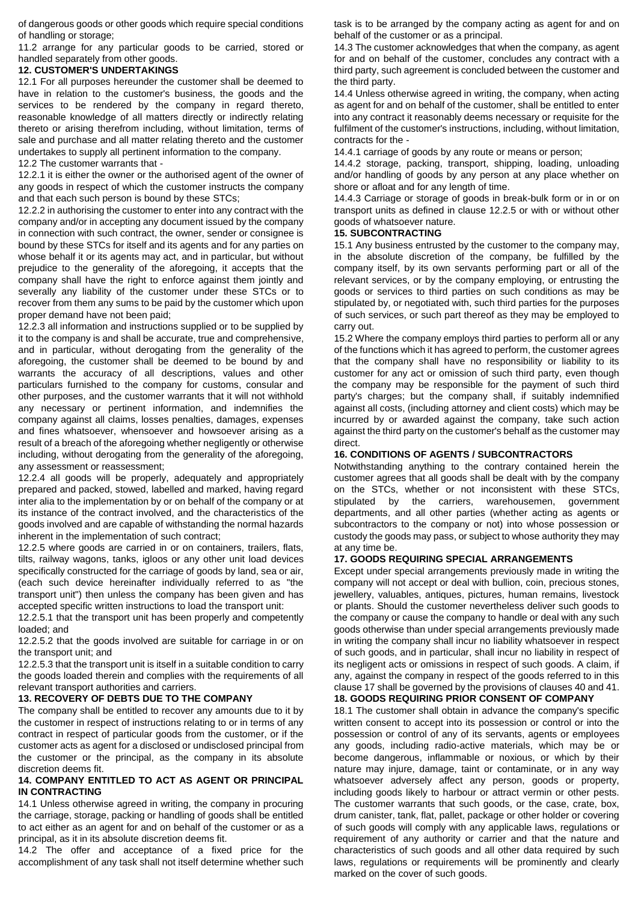of dangerous goods or other goods which require special conditions of handling or storage;

11.2 arrange for any particular goods to be carried, stored or handled separately from other goods.

**12. CUSTOMER'S UNDERTAKINGS**

12.1 For all purposes hereunder the customer shall be deemed to have in relation to the customer's business, the goods and the services to be rendered by the company in regard thereto, reasonable knowledge of all matters directly or indirectly relating thereto or arising therefrom including, without limitation, terms of sale and purchase and all matter relating thereto and the customer undertakes to supply all pertinent information to the company.

12.2 The customer warrants that -

12.2.1 it is either the owner or the authorised agent of the owner of any goods in respect of which the customer instructs the company and that each such person is bound by these STCs;

12.2.2 in authorising the customer to enter into any contract with the company and/or in accepting any document issued by the company in connection with such contract, the owner, sender or consignee is bound by these STCs for itself and its agents and for any parties on whose behalf it or its agents may act, and in particular, but without prejudice to the generality of the aforegoing, it accepts that the company shall have the right to enforce against them jointly and severally any liability of the customer under these STCs or to recover from them any sums to be paid by the customer which upon proper demand have not been paid;

12.2.3 all information and instructions supplied or to be supplied by it to the company is and shall be accurate, true and comprehensive, and in particular, without derogating from the generality of the aforegoing, the customer shall be deemed to be bound by and warrants the accuracy of all descriptions, values and other particulars furnished to the company for customs, consular and other purposes, and the customer warrants that it will not withhold any necessary or pertinent information, and indemnifies the company against all claims, losses penalties, damages, expenses and fines whatsoever, whensoever and howsoever arising as a result of a breach of the aforegoing whether negligently or otherwise including, without derogating from the generality of the aforegoing, any assessment or reassessment;

12.2.4 all goods will be properly, adequately and appropriately prepared and packed, stowed, labelled and marked, having regard inter alia to the implementation by or on behalf of the company or at its instance of the contract involved, and the characteristics of the goods involved and are capable of withstanding the normal hazards inherent in the implementation of such contract;

12.2.5 where goods are carried in or on containers, trailers, flats, tilts, railway wagons, tanks, igloos or any other unit load devices specifically constructed for the carriage of goods by land, sea or air, (each such device hereinafter individually referred to as "the transport unit") then unless the company has been given and has accepted specific written instructions to load the transport unit:

12.2.5.1 that the transport unit has been properly and competently loaded; and

12.2.5.2 that the goods involved are suitable for carriage in or on the transport unit; and

12.2.5.3 that the transport unit is itself in a suitable condition to carry the goods loaded therein and complies with the requirements of all relevant transport authorities and carriers.

**13. RECOVERY OF DEBTS DUE TO THE COMPANY**

The company shall be entitled to recover any amounts due to it by the customer in respect of instructions relating to or in terms of any contract in respect of particular goods from the customer, or if the customer acts as agent for a disclosed or undisclosed principal from the customer or the principal, as the company in its absolute discretion deems fit.

**14. COMPANY ENTITLED TO ACT AS AGENT OR PRINCIPAL IN CONTRACTING**

14.1 Unless otherwise agreed in writing, the company in procuring the carriage, storage, packing or handling of goods shall be entitled to act either as an agent for and on behalf of the customer or as a principal, as it in its absolute discretion deems fit.

14.2 The offer and acceptance of a fixed price for the accomplishment of any task shall not itself determine whether such task is to be arranged by the company acting as agent for and on behalf of the customer or as a principal.

14.3 The customer acknowledges that when the company, as agent for and on behalf of the customer, concludes any contract with a third party, such agreement is concluded between the customer and the third party.

14.4 Unless otherwise agreed in writing, the company, when acting as agent for and on behalf of the customer, shall be entitled to enter into any contract it reasonably deems necessary or requisite for the fulfilment of the customer's instructions, including, without limitation, contracts for the -

14.4.1 carriage of goods by any route or means or person;

14.4.2 storage, packing, transport, shipping, loading, unloading and/or handling of goods by any person at any place whether on shore or afloat and for any length of time.

14.4.3 Carriage or storage of goods in break-bulk form or in or on transport units as defined in clause 12.2.5 or with or without other goods of whatsoever nature.

**15. SUBCONTRACTING**

15.1 Any business entrusted by the customer to the company may, in the absolute discretion of the company, be fulfilled by the company itself, by its own servants performing part or all of the relevant services, or by the company employing, or entrusting the goods or services to third parties on such conditions as may be stipulated by, or negotiated with, such third parties for the purposes of such services, or such part thereof as they may be employed to carry out.

15.2 Where the company employs third parties to perform all or any of the functions which it has agreed to perform, the customer agrees that the company shall have no responsibility or liability to its customer for any act or omission of such third party, even though the company may be responsible for the payment of such third party's charges; but the company shall, if suitably indemnified against all costs, (including attorney and client costs) which may be incurred by or awarded against the company, take such action against the third party on the customer's behalf as the customer may direct.

**16. CONDITIONS OF AGENTS / SUBCONTRACTORS**

Notwithstanding anything to the contrary contained herein the customer agrees that all goods shall be dealt with by the company on the STCs, whether or not inconsistent with these STCs, stipulated by the carriers, warehousemen, government departments, and all other parties (whether acting as agents or subcontractors to the company or not) into whose possession or custody the goods may pass, or subject to whose authority they may at any time be.

**17. GOODS REQUIRING SPECIAL ARRANGEMENTS**

Except under special arrangements previously made in writing the company will not accept or deal with bullion, coin, precious stones, jewellery, valuables, antiques, pictures, human remains, livestock or plants. Should the customer nevertheless deliver such goods to the company or cause the company to handle or deal with any such goods otherwise than under special arrangements previously made in writing the company shall incur no liability whatsoever in respect of such goods, and in particular, shall incur no liability in respect of its negligent acts or omissions in respect of such goods. A claim, if any, against the company in respect of the goods referred to in this clause 17 shall be governed by the provisions of clauses 40 and 41.

**18. GOODS REQUIRING PRIOR CONSENT OF COMPANY**

18.1 The customer shall obtain in advance the company's specific written consent to accept into its possession or control or into the possession or control of any of its servants, agents or employees any goods, including radio-active materials, which may be or become dangerous, inflammable or noxious, or which by their nature may injure, damage, taint or contaminate, or in any way whatsoever adversely affect any person, goods or property, including goods likely to harbour or attract vermin or other pests. The customer warrants that such goods, or the case, crate, box, drum canister, tank, flat, pallet, package or other holder or covering of such goods will comply with any applicable laws, regulations or requirement of any authority or carrier and that the nature and characteristics of such goods and all other data required by such laws, regulations or requirements will be prominently and clearly marked on the cover of such goods.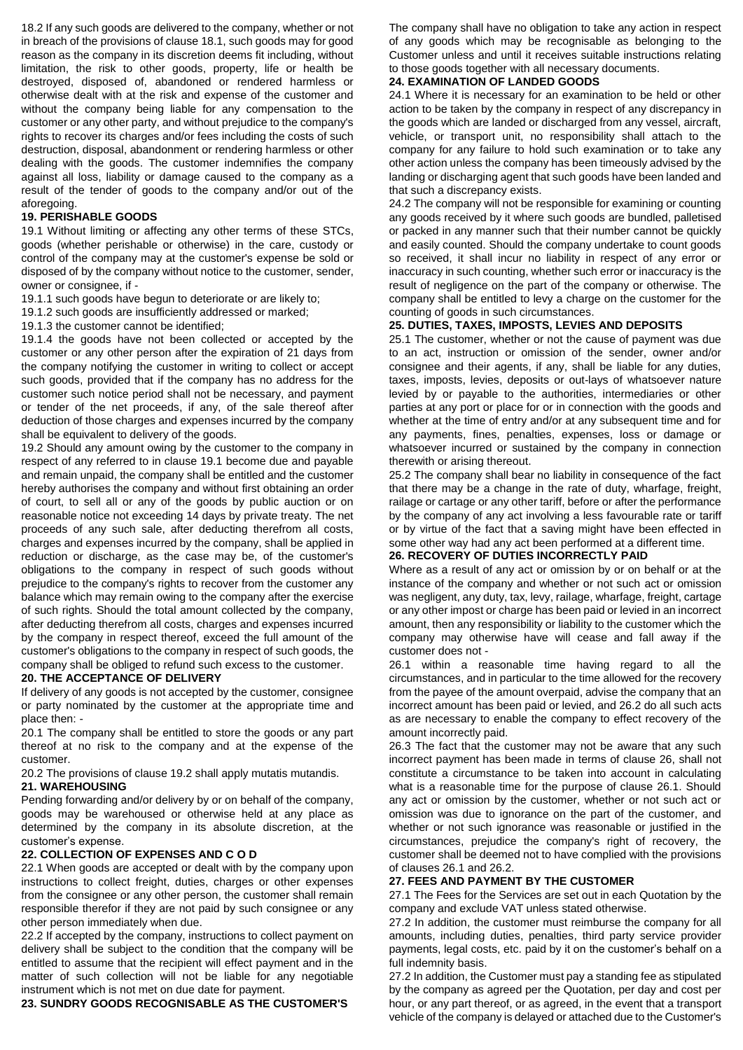18.2 If any such goods are delivered to the company, whether or not in breach of the provisions of clause 18.1, such goods may for good reason as the company in its discretion deems fit including, without limitation, the risk to other goods, property, life or health be destroyed, disposed of, abandoned or rendered harmless or otherwise dealt with at the risk and expense of the customer and without the company being liable for any compensation to the customer or any other party, and without prejudice to the company's rights to recover its charges and/or fees including the costs of such destruction, disposal, abandonment or rendering harmless or other dealing with the goods. The customer indemnifies the company against all loss, liability or damage caused to the company as a result of the tender of goods to the company and/or out of the aforegoing.

**19. PERISHABLE GOODS**

19.1 Without limiting or affecting any other terms of these STCs, goods (whether perishable or otherwise) in the care, custody or control of the company may at the customer's expense be sold or disposed of by the company without notice to the customer, sender, owner or consignee, if -

19.1.1 such goods have begun to deteriorate or are likely to;

19.1.2 such goods are insufficiently addressed or marked;

19.1.3 the customer cannot be identified;

19.1.4 the goods have not been collected or accepted by the customer or any other person after the expiration of 21 days from the company notifying the customer in writing to collect or accept such goods, provided that if the company has no address for the customer such notice period shall not be necessary, and payment or tender of the net proceeds, if any, of the sale thereof after deduction of those charges and expenses incurred by the company shall be equivalent to delivery of the goods.

19.2 Should any amount owing by the customer to the company in respect of any referred to in clause 19.1 become due and payable and remain unpaid, the company shall be entitled and the customer hereby authorises the company and without first obtaining an order of court, to sell all or any of the goods by public auction or on reasonable notice not exceeding 14 days by private treaty. The net proceeds of any such sale, after deducting therefrom all costs, charges and expenses incurred by the company, shall be applied in reduction or discharge, as the case may be, of the customer's obligations to the company in respect of such goods without prejudice to the company's rights to recover from the customer any balance which may remain owing to the company after the exercise of such rights. Should the total amount collected by the company, after deducting therefrom all costs, charges and expenses incurred by the company in respect thereof, exceed the full amount of the customer's obligations to the company in respect of such goods, the company shall be obliged to refund such excess to the customer.

**20. THE ACCEPTANCE OF DELIVERY**

If delivery of any goods is not accepted by the customer, consignee or party nominated by the customer at the appropriate time and place then: -

20.1 The company shall be entitled to store the goods or any part thereof at no risk to the company and at the expense of the customer.

20.2 The provisions of clause 19.2 shall apply mutatis mutandis.

**21. WAREHOUSING**

Pending forwarding and/or delivery by or on behalf of the company, goods may be warehoused or otherwise held at any place as determined by the company in its absolute discretion, at the customer's expense.

**22. COLLECTION OF EXPENSES AND C O D**

22.1 When goods are accepted or dealt with by the company upon instructions to collect freight, duties, charges or other expenses from the consignee or any other person, the customer shall remain responsible therefor if they are not paid by such consignee or any other person immediately when due.

22.2 If accepted by the company, instructions to collect payment on delivery shall be subject to the condition that the company will be entitled to assume that the recipient will effect payment and in the matter of such collection will not be liable for any negotiable instrument which is not met on due date for payment.

**23. SUNDRY GOODS RECOGNISABLE AS THE CUSTOMER'S**

The company shall have no obligation to take any action in respect of any goods which may be recognisable as belonging to the Customer unless and until it receives suitable instructions relating to those goods together with all necessary documents.

**24. EXAMINATION OF LANDED GOODS**

24.1 Where it is necessary for an examination to be held or other action to be taken by the company in respect of any discrepancy in the goods which are landed or discharged from any vessel, aircraft, vehicle, or transport unit, no responsibility shall attach to the company for any failure to hold such examination or to take any other action unless the company has been timeously advised by the landing or discharging agent that such goods have been landed and that such a discrepancy exists.

24.2 The company will not be responsible for examining or counting any goods received by it where such goods are bundled, palletised or packed in any manner such that their number cannot be quickly and easily counted. Should the company undertake to count goods so received, it shall incur no liability in respect of any error or inaccuracy in such counting, whether such error or inaccuracy is the result of negligence on the part of the company or otherwise. The company shall be entitled to levy a charge on the customer for the counting of goods in such circumstances.

**25. DUTIES, TAXES, IMPOSTS, LEVIES AND DEPOSITS**

25.1 The customer, whether or not the cause of payment was due to an act, instruction or omission of the sender, owner and/or consignee and their agents, if any, shall be liable for any duties, taxes, imposts, levies, deposits or out-lays of whatsoever nature levied by or payable to the authorities, intermediaries or other parties at any port or place for or in connection with the goods and whether at the time of entry and/or at any subsequent time and for any payments, fines, penalties, expenses, loss or damage or whatsoever incurred or sustained by the company in connection therewith or arising thereout.

25.2 The company shall bear no liability in consequence of the fact that there may be a change in the rate of duty, wharfage, freight, railage or cartage or any other tariff, before or after the performance by the company of any act involving a less favourable rate or tariff or by virtue of the fact that a saving might have been effected in some other way had any act been performed at a different time.

**26. RECOVERY OF DUTIES INCORRECTLY PAID**

Where as a result of any act or omission by or on behalf or at the instance of the company and whether or not such act or omission was negligent, any duty, tax, levy, railage, wharfage, freight, cartage or any other impost or charge has been paid or levied in an incorrect amount, then any responsibility or liability to the customer which the company may otherwise have will cease and fall away if the customer does not -

26.1 within a reasonable time having regard to all the circumstances, and in particular to the time allowed for the recovery from the payee of the amount overpaid, advise the company that an incorrect amount has been paid or levied, and 26.2 do all such acts as are necessary to enable the company to effect recovery of the amount incorrectly paid.

26.3 The fact that the customer may not be aware that any such incorrect payment has been made in terms of clause 26, shall not constitute a circumstance to be taken into account in calculating what is a reasonable time for the purpose of clause 26.1. Should any act or omission by the customer, whether or not such act or omission was due to ignorance on the part of the customer, and whether or not such ignorance was reasonable or justified in the circumstances, prejudice the company's right of recovery, the customer shall be deemed not to have complied with the provisions of clauses 26.1 and 26.2.

**27. FEES AND PAYMENT BY THE CUSTOMER**

27.1 The Fees for the Services are set out in each Quotation by the company and exclude VAT unless stated otherwise.

27.2 In addition, the customer must reimburse the company for all amounts, including duties, penalties, third party service provider payments, legal costs, etc. paid by it on the customer's behalf on a full indemnity basis.

27.2 In addition, the Customer must pay a standing fee as stipulated by the company as agreed per the Quotation, per day and cost per hour, or any part thereof, or as agreed, in the event that a transport vehicle of the company is delayed or attached due to the Customer's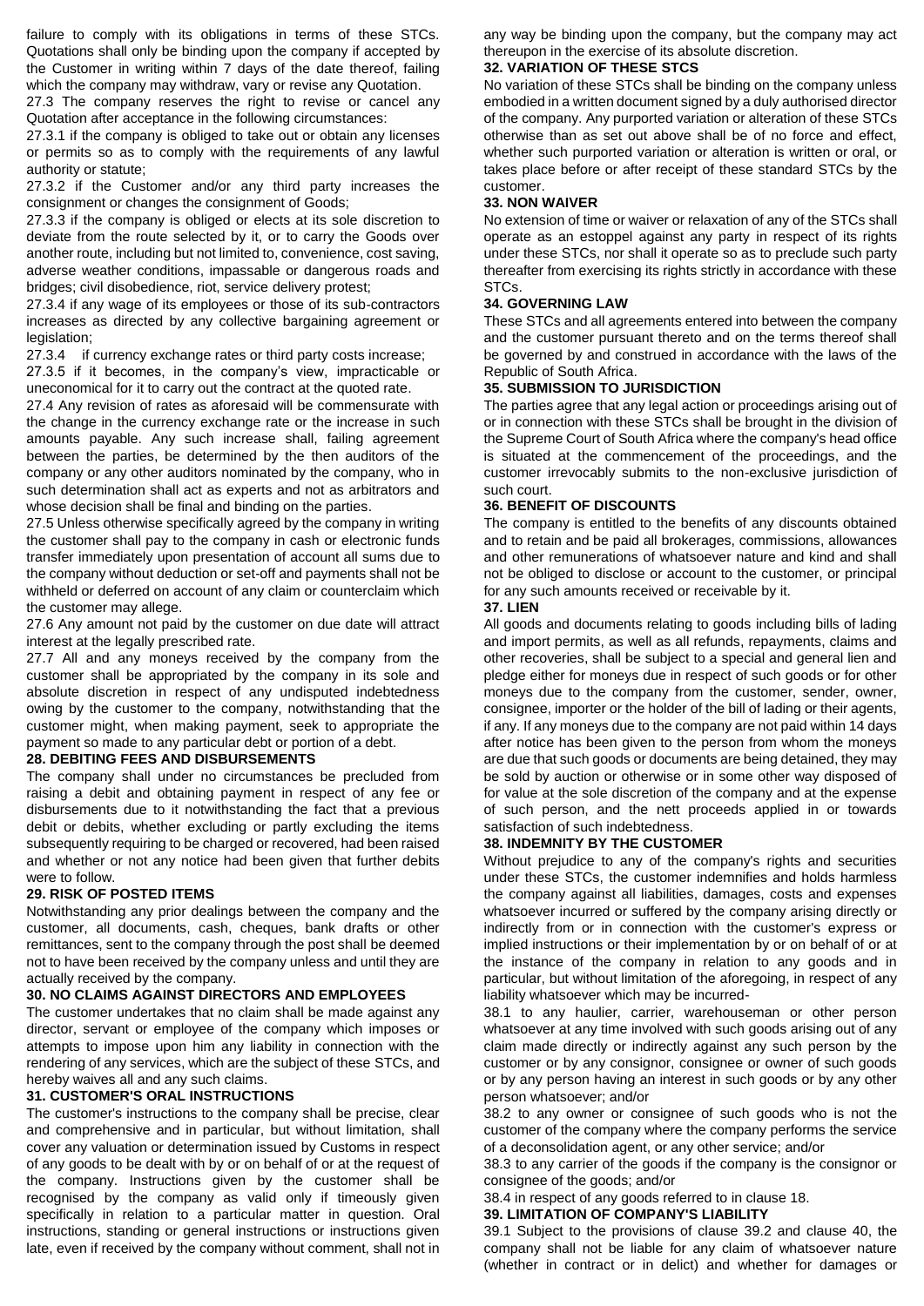failure to comply with its obligations in terms of these STCs. Quotations shall only be binding upon the company if accepted by the Customer in writing within 7 days of the date thereof, failing which the company may withdraw, vary or revise any Quotation.

27.3 The company reserves the right to revise or cancel any Quotation after acceptance in the following circumstances:

27.3.1 if the company is obliged to take out or obtain any licenses or permits so as to comply with the requirements of any lawful authority or statute;

27.3.2 if the Customer and/or any third party increases the consignment or changes the consignment of Goods;

27.3.3 if the company is obliged or elects at its sole discretion to deviate from the route selected by it, or to carry the Goods over another route, including but not limited to, convenience, cost saving, adverse weather conditions, impassable or dangerous roads and bridges; civil disobedience, riot, service delivery protest;

27.3.4 if any wage of its employees or those of its sub-contractors increases as directed by any collective bargaining agreement or legislation;

27.3.4 if currency exchange rates or third party costs increase;

27.3.5 if it becomes, in the company's view, impracticable or uneconomical for it to carry out the contract at the quoted rate.

27.4 Any revision of rates as aforesaid will be commensurate with the change in the currency exchange rate or the increase in such amounts payable. Any such increase shall, failing agreement between the parties, be determined by the then auditors of the company or any other auditors nominated by the company, who in such determination shall act as experts and not as arbitrators and whose decision shall be final and binding on the parties.

27.5 Unless otherwise specifically agreed by the company in writing the customer shall pay to the company in cash or electronic funds transfer immediately upon presentation of account all sums due to the company without deduction or set-off and payments shall not be withheld or deferred on account of any claim or counterclaim which the customer may allege.

27.6 Any amount not paid by the customer on due date will attract interest at the legally prescribed rate.

27.7 All and any moneys received by the company from the customer shall be appropriated by the company in its sole and absolute discretion in respect of any undisputed indebtedness owing by the customer to the company, notwithstanding that the customer might, when making payment, seek to appropriate the payment so made to any particular debt or portion of a debt.

## 28. DEBITING FEES AND DISBURSEMENTS

The company shall under no circumstances be precluded from raising a debit and obtaining payment in respect of any fee or disbursements due to it notwithstanding the fact that a previous debit or debits, whether excluding or partly excluding the items subsequently requiring to be charged or recovered, had been raised and whether or not any notice had been given that further debits were to follow.

## 29. RISK OF POSTED ITEMS

Notwithstanding any prior dealings between the company and the customer, all documents, cash, cheques, bank drafts or other remittances, sent to the company through the post shall be deemed not to have been received by the company unless and until they are actually received by the company.

## 30. NO CLAIMS AGAINST DIRECTORS AND EMPLOYEES

The customer undertakes that no claim shall be made against any director, servant or employee of the company which imposes or attempts to impose upon him any liability in connection with the rendering of any services, which are the subject of these STCs, and hereby waives all and any such claims.

## 31. CUSTOMER'S ORAL INSTRUCTIONS

The customer's instructions to the company shall be precise, clear and comprehensive and in particular, but without limitation, shall cover any valuation or determination issued by Customs in respect of any goods to be dealt with by or on behalf of or at the request of the company. Instructions given by the customer shall be recognised by the company as valid only if timeously given specifically in relation to a particular matter in question. Oral instructions, standing or general instructions or instructions given late, even if received by the company without comment, shall not in any way be binding upon the company, but the company may act thereupon in the exercise of its absolute discretion.

## 32. VARIATION OF THESE STCS

No variation of these STCs shall be binding on the company unless embodied in a written document signed by a duly authorised director of the company. Any purported variation or alteration of these STCs otherwise than as set out above shall be of no force and effect, whether such purported variation or alteration is written or oral, or takes place before or after receipt of these standard STCs by the customer.

## 33. NON WAIVER

No extension of time or waiver or relaxation of any of the STCs shall operate as an estoppel against any party in respect of its rights under these STCs, nor shall it operate so as to preclude such party thereafter from exercising its rights strictly in accordance with these STCs.

## 34. GOVERNING LAW

These STCs and all agreements entered into between the company and the customer pursuant thereto and on the terms thereof shall be governed by and construed in accordance with the laws of the Republic of South Africa.

## 35. SUBMISSION TO JURISDICTION

The parties agree that any legal action or proceedings arising out of or in connection with these STCs shall be brought in the division of the Supreme Court of South Africa where the company's head office is situated at the commencement of the proceedings, and the customer irrevocably submits to the non-exclusive jurisdiction of such court.

## 36. BENEFIT OF DISCOUNTS

The company is entitled to the benefits of any discounts obtained and to retain and be paid all brokerages, commissions, allowances and other remunerations of whatsoever nature and kind and shall not be obliged to disclose or account to the customer, or principal for any such amounts received or receivable by it.

## 37. LIEN

All goods and documents relating to goods including bills of lading and import permits, as well as all refunds, repayments, claims and other recoveries, shall be subject to a special and general lien and pledge either for moneys due in respect of such goods or for other moneys due to the company from the customer, sender, owner, consignee, importer or the holder of the bill of lading or their agents, if any. If any moneys due to the company are not paid within 14 days after notice has been given to the person from whom the moneys are due that such goods or documents are being detained, they may be sold by auction or otherwise or in some other way disposed of for value at the sole discretion of the company and at the expense of such person, and the nett proceeds applied in or towards satisfaction of such indebtedness.

## 38. INDEMNITY BY THE CUSTOMER

Without prejudice to any of the company's rights and securities under these STCs, the customer indemnifies and holds harmless the company against all liabilities, damages, costs and expenses whatsoever incurred or suffered by the company arising directly or indirectly from or in connection with the customer's express or implied instructions or their implementation by or on behalf of or at the instance of the company in relation to any goods and in particular, but without limitation of the aforegoing, in respect of any liability whatsoever which may be incurred-

38.1 to any haulier, carrier, warehouseman or other person whatsoever at any time involved with such goods arising out of any claim made directly or indirectly against any such person by the customer or by any consignor, consignee or owner of such goods or by any person having an interest in such goods or by any other person whatsoever; and/or

38.2 to any owner or consignee of such goods who is not the customer of the company where the company performs the service of a deconsolidation agent, or any other service; and/or

38.3 to any carrier of the goods if the company is the consignor or consignee of the goods; and/or

38.4 in respect of any goods referred to in clause 18.

## 39. LIMITATION OF COMPANY'S LIABILITY

39.1 Subject to the provisions of clause 39.2 and clause 40, the company shall not be liable for any claim of whatsoever nature (whether in contract or in delict) and whether for damages or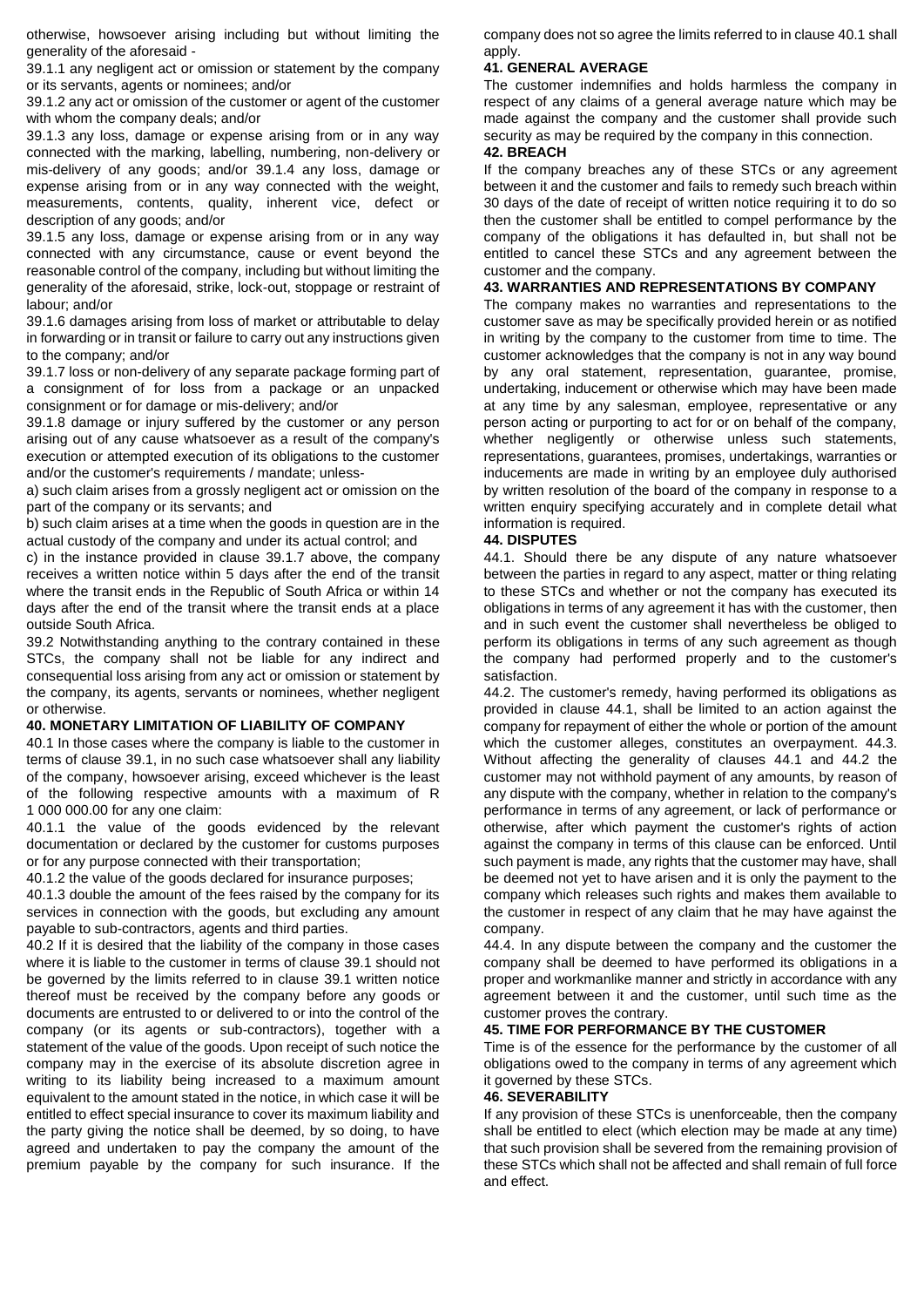otherwise, howsoever arising including but without limiting the generality of the aforesaid -

39.1.1 any negligent act or omission or statement by the company or its servants, agents or nominees; and/or

39.1.2 any act or omission of the customer or agent of the customer with whom the company deals; and/or

39.1.3 any loss, damage or expense arising from or in any way connected with the marking, labelling, numbering, non-delivery or mis-delivery of any goods; and/or 39.1.4 any loss, damage or expense arising from or in any way connected with the weight, measurements, contents, quality, inherent vice, defect or description of any goods; and/or

39.1.5 any loss, damage or expense arising from or in any way connected with any circumstance, cause or event beyond the reasonable control of the company, including but without limiting the generality of the aforesaid, strike, lock-out, stoppage or restraint of labour; and/or

39.1.6 damages arising from loss of market or attributable to delay in forwarding or in transit or failure to carry out any instructions given to the company; and/or

39.1.7 loss or non-delivery of any separate package forming part of a consignment of for loss from a package or an unpacked consignment or for damage or mis-delivery; and/or

39.1.8 damage or injury suffered by the customer or any person arising out of any cause whatsoever as a result of the company's execution or attempted execution of its obligations to the customer and/or the customer's requirements / mandate; unless-

a) such claim arises from a grossly negligent act or omission on the part of the company or its servants; and

b) such claim arises at a time when the goods in question are in the actual custody of the company and under its actual control; and

c) in the instance provided in clause 39.1.7 above, the company receives a written notice within 5 days after the end of the transit where the transit ends in the Republic of South Africa or within 14 days after the end of the transit where the transit ends at a place outside South Africa.

39.2 Notwithstanding anything to the contrary contained in these STCs, the company shall not be liable for any indirect and consequential loss arising from any act or omission or statement by the company, its agents, servants or nominees, whether negligent or otherwise.

**40. MONETARY LIMITATION OF LIABILITY OF COMPANY**

40.1 In those cases where the company is liable to the customer in terms of clause 39.1, in no such case whatsoever shall any liability of the company, howsoever arising, exceed whichever is the least of the following respective amounts with a maximum of R 1 000 000.00 for any one claim:

40.1.1 the value of the goods evidenced by the relevant documentation or declared by the customer for customs purposes or for any purpose connected with their transportation;

40.1.2 the value of the goods declared for insurance purposes;

40.1.3 double the amount of the fees raised by the company for its services in connection with the goods, but excluding any amount payable to sub-contractors, agents and third parties.

40.2 If it is desired that the liability of the company in those cases where it is liable to the customer in terms of clause 39.1 should not be governed by the limits referred to in clause 39.1 written notice thereof must be received by the company before any goods or documents are entrusted to or delivered to or into the control of the company (or its agents or sub-contractors), together with a statement of the value of the goods. Upon receipt of such notice the company may in the exercise of its absolute discretion agree in writing to its liability being increased to a maximum amount equivalent to the amount stated in the notice, in which case it will be entitled to effect special insurance to cover its maximum liability and the party giving the notice shall be deemed, by so doing, to have agreed and undertaken to pay the company the amount of the premium payable by the company for such insurance. If the company does not so agree the limits referred to in clause 40.1 shall apply.

**41. GENERAL AVERAGE**

The customer indemnifies and holds harmless the company in respect of any claims of a general average nature which may be made against the company and the customer shall provide such security as may be required by the company in this connection.

**42. BREACH**

If the company breaches any of these STCs or any agreement between it and the customer and fails to remedy such breach within 30 days of the date of receipt of written notice requiring it to do so then the customer shall be entitled to compel performance by the company of the obligations it has defaulted in, but shall not be entitled to cancel these STCs and any agreement between the customer and the company.

**43. WARRANTIES AND REPRESENTATIONS BY COMPANY**

The company makes no warranties and representations to the customer save as may be specifically provided herein or as notified in writing by the company to the customer from time to time. The customer acknowledges that the company is not in any way bound by any oral statement, representation, guarantee, promise, undertaking, inducement or otherwise which may have been made at any time by any salesman, employee, representative or any person acting or purporting to act for or on behalf of the company, whether negligently or otherwise unless such statements, representations, guarantees, promises, undertakings, warranties or inducements are made in writing by an employee duly authorised by written resolution of the board of the company in response to a written enquiry specifying accurately and in complete detail what information is required.

**44. DISPUTES**

44.1. Should there be any dispute of any nature whatsoever between the parties in regard to any aspect, matter or thing relating to these STCs and whether or not the company has executed its obligations in terms of any agreement it has with the customer, then and in such event the customer shall nevertheless be obliged to perform its obligations in terms of any such agreement as though the company had performed properly and to the customer's satisfaction.

44.2. The customer's remedy, having performed its obligations as provided in clause 44.1, shall be limited to an action against the company for repayment of either the whole or portion of the amount which the customer alleges, constitutes an overpayment. 44.3. Without affecting the generality of clauses 44.1 and 44.2 the customer may not withhold payment of any amounts, by reason of any dispute with the company, whether in relation to the company's performance in terms of any agreement, or lack of performance or otherwise, after which payment the customer's rights of action against the company in terms of this clause can be enforced. Until such payment is made, any rights that the customer may have, shall be deemed not yet to have arisen and it is only the payment to the company which releases such rights and makes them available to the customer in respect of any claim that he may have against the company.

44.4. In any dispute between the company and the customer the company shall be deemed to have performed its obligations in a proper and workmanlike manner and strictly in accordance with any agreement between it and the customer, until such time as the customer proves the contrary.

**45. TIME FOR PERFORMANCE BY THE CUSTOMER**

Time is of the essence for the performance by the customer of all obligations owed to the company in terms of any agreement which it governed by these STCs.

**46. SEVERABILITY**

If any provision of these STCs is unenforceable, then the company shall be entitled to elect (which election may be made at any time) that such provision shall be severed from the remaining provision of these STCs which shall not be affected and shall remain of full force and effect.